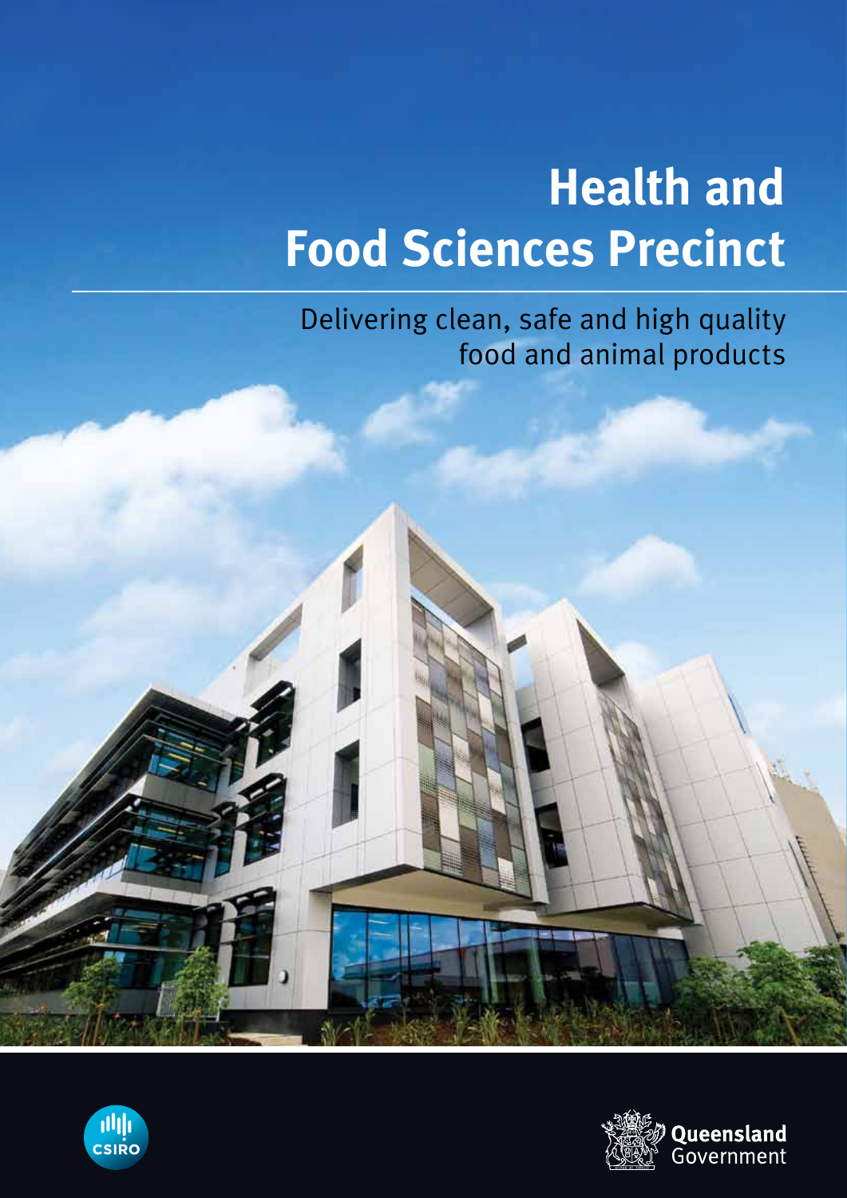# Health and Food Sciences Precinct

Delivering clean, safe and high quality food and animal products

CSIRO

Queensland Government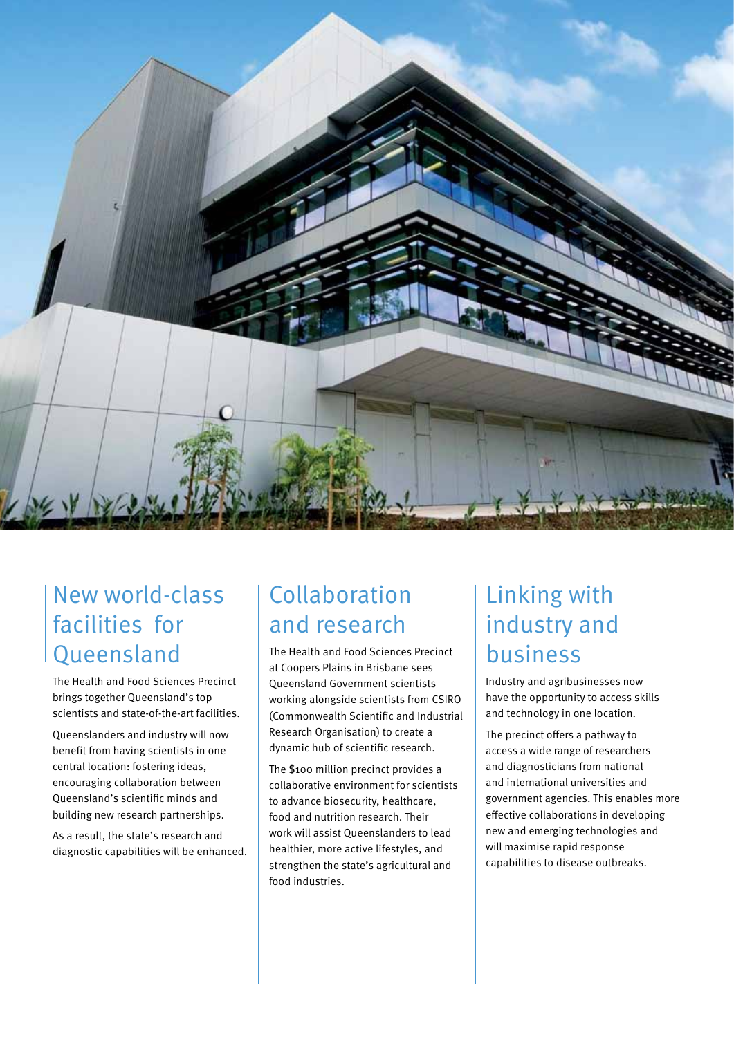## New world-class facilities for Queensland

The Health and Food Sciences Precinct brings together Queensland's top scientists and state-of-the-art facilities.

Queenslanders and industry will now benefit from having scientists in one central location: fostering ideas, encouraging collaboration between Queensland's scientific minds and building new research partnerships.

As a result, the state's research and diagnostic capabilities will be enhanced.

## Collaboration and research

The Health and Food Sciences Precinct at Coopers Plains in Brisbane sees Queensland Government scientists working alongside scientists from CSIRO (Commonwealth Scientific and Industrial Research Organisation) to create a dynamic hub of scientific research.

The $100 million precinct provides a collaborative environment for scientists to advance biosecurity, healthcare, food and nutrition research. Their work will assist Queenslanders to lead healthier, more active lifestyles, and strengthen the state's agricultural and food industries.

## Linking with industry and business

Industry and agribusinesses now have the opportunity to access skills and technology in one location.

The precinct offers a pathway to access a wide range of researchers and diagnosticians from national and international universities and government agencies. This enables more effective collaborations in developing new and emerging technologies and will maximise rapid response capabilities to disease outbreaks.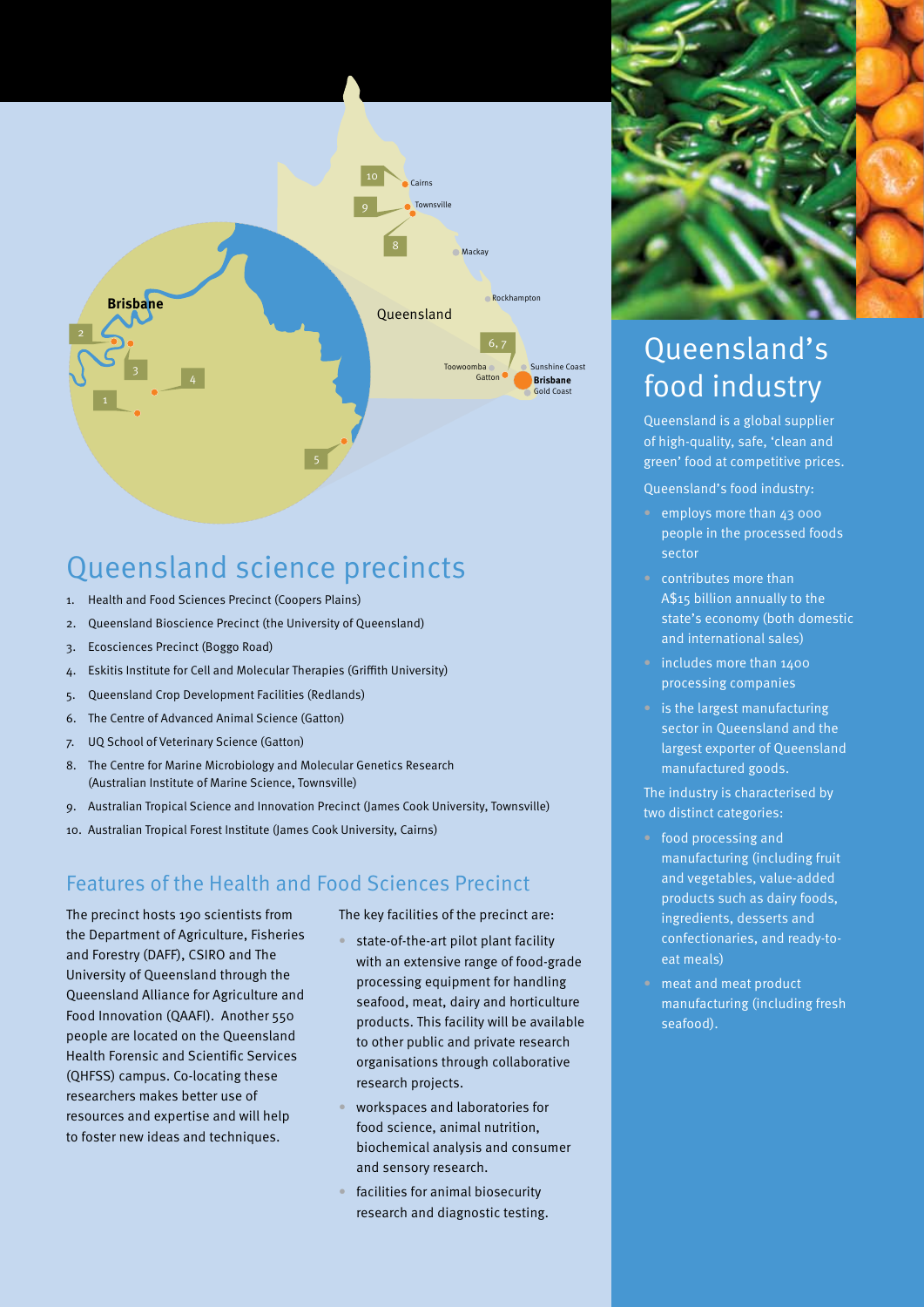## Queensland science precincts

1. Health and Food Sciences Precinct (Coopers Plains)
2. Queensland Bioscience Precinct (the University of Queensland)
3. Ecosciences Precinct (Boggo Road)
4. Eskitis Institute for Cell and Molecular Therapies (Griffith University)
5. Queensland Crop Development Facilities (Redlands)
6. The Centre of Advanced Animal Science (Gatton)
7. UQ School of Veterinary Science (Gatton)
8. The Centre for Marine Microbiology and Molecular Genetics Research (Australian Institute of Marine Science, Townsville)
9. Australian Tropical Science and Innovation Precinct (James Cook University, Townsville)
10. Australian Tropical Forest Institute (James Cook University, Cairns)

### Features of the Health and Food Sciences Precinct

The precinct hosts 190 scientists from the Department of Agriculture, Fisheries and Forestry (DAFF), CSIRO and The University of Queensland through the Queensland Alliance for Agriculture and Food Innovation (QAAFI). Another 550 people are located on the Queensland Health Forensic and Scientific Services (QHFSS) campus. Co-locating these researchers makes better use of resources and expertise and will help to foster new ideas and techniques.

The key facilities of the precinct are:

- state-of-the-art pilot plant facility with an extensive range of food-grade processing equipment for handling seafood, meat, dairy and horticulture products. This facility will be available to other public and private research organisations through collaborative research projects.
- workspaces and laboratories for food science, animal nutrition, biochemical analysis and consumer and sensory research.
- facilities for animal biosecurity research and diagnostic testing.

# Queensland's food industry

Queensland is a global supplier of high-quality, safe, 'clean and green' food at competitive prices.

Queensland's food industry:

- employs more than 43 000 people in the processed foods sector
- contributes more than A$15 billion annually to the state's economy (both domestic and international sales)
- includes more than 1400 processing companies
- is the largest manufacturing sector in Queensland and the largest exporter of Queensland manufactured goods.

The industry is characterised by two distinct categories:

- food processing and manufacturing (including fruit and vegetables, value-added products such as dairy foods, ingredients, desserts and confectionaries, and ready-to-eat meals)
- meat and meat product manufacturing (including fresh seafood).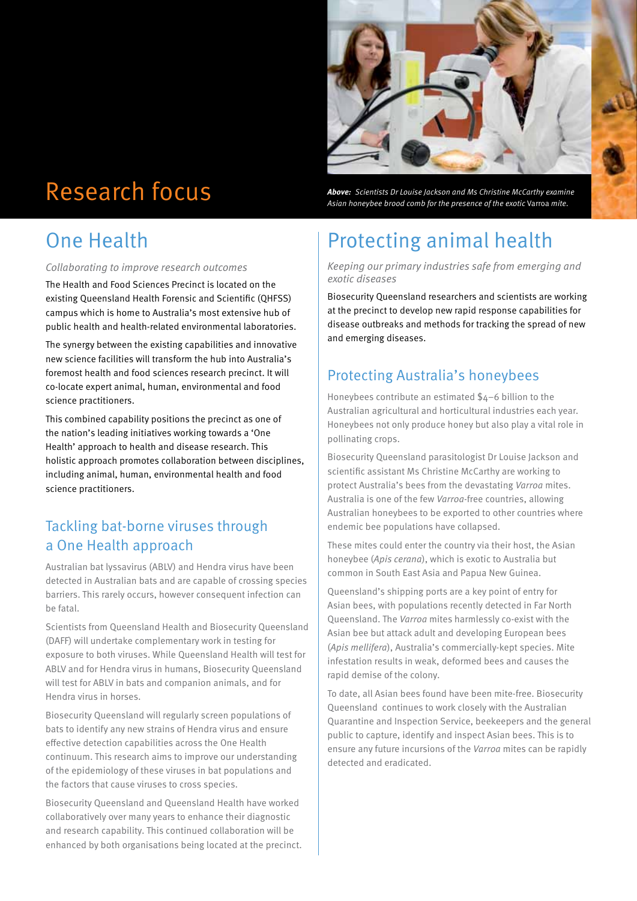# Research focus

*Above: Scientists Dr Louise Jackson and Ms Christine McCarthy examine Asian honeybee brood comb for the presence of the exotic* Varroa *mite.*

## One Health

*Collaborating to improve research outcomes*

The Health and Food Sciences Precinct is located on the existing Queensland Health Forensic and Scientific (QHFSS) campus which is home to Australia's most extensive hub of public health and health-related environmental laboratories.

The synergy between the existing capabilities and innovative new science facilities will transform the hub into Australia's foremost health and food sciences research precinct. It will co-locate expert animal, human, environmental and food science practitioners.

This combined capability positions the precinct as one of the nation's leading initiatives working towards a 'One Health' approach to health and disease research. This holistic approach promotes collaboration between disciplines, including animal, human, environmental health and food science practitioners.

### Tackling bat-borne viruses through a One Health approach

Australian bat lyssavirus (ABLV) and Hendra virus have been detected in Australian bats and are capable of crossing species barriers. This rarely occurs, however consequent infection can be fatal.

Scientists from Queensland Health and Biosecurity Queensland (DAFF) will undertake complementary work in testing for exposure to both viruses. While Queensland Health will test for ABLV and for Hendra virus in humans, Biosecurity Queensland will test for ABLV in bats and companion animals, and for Hendra virus in horses.

Biosecurity Queensland will regularly screen populations of bats to identify any new strains of Hendra virus and ensure effective detection capabilities across the One Health continuum. This research aims to improve our understanding of the epidemiology of these viruses in bat populations and the factors that cause viruses to cross species.

Biosecurity Queensland and Queensland Health have worked collaboratively over many years to enhance their diagnostic and research capability. This continued collaboration will be enhanced by both organisations being located at the precinct.

## Protecting animal health

*Keeping our primary industries safe from emerging and exotic diseases*

Biosecurity Queensland researchers and scientists are working at the precinct to develop new rapid response capabilities for disease outbreaks and methods for tracking the spread of new and emerging diseases.

### Protecting Australia's honeybees

Honeybees contribute an estimated $4–6 billion to the Australian agricultural and horticultural industries each year. Honeybees not only produce honey but also play a vital role in pollinating crops.

Biosecurity Queensland parasitologist Dr Louise Jackson and scientific assistant Ms Christine McCarthy are working to protect Australia's bees from the devastating *Varroa* mites. Australia is one of the few *Varroa*-free countries, allowing Australian honeybees to be exported to other countries where endemic bee populations have collapsed.

These mites could enter the country via their host, the Asian honeybee (*Apis cerana*), which is exotic to Australia but common in South East Asia and Papua New Guinea.

Queensland's shipping ports are a key point of entry for Asian bees, with populations recently detected in Far North Queensland. The *Varroa* mites harmlessly co-exist with the Asian bee but attack adult and developing European bees (*Apis mellifera*), Australia's commercially-kept species. Mite infestation results in weak, deformed bees and causes the rapid demise of the colony.

To date, all Asian bees found have been mite-free. Biosecurity Queensland continues to work closely with the Australian Quarantine and Inspection Service, beekeepers and the general public to capture, identify and inspect Asian bees. This is to ensure any future incursions of the *Varroa* mites can be rapidly detected and eradicated.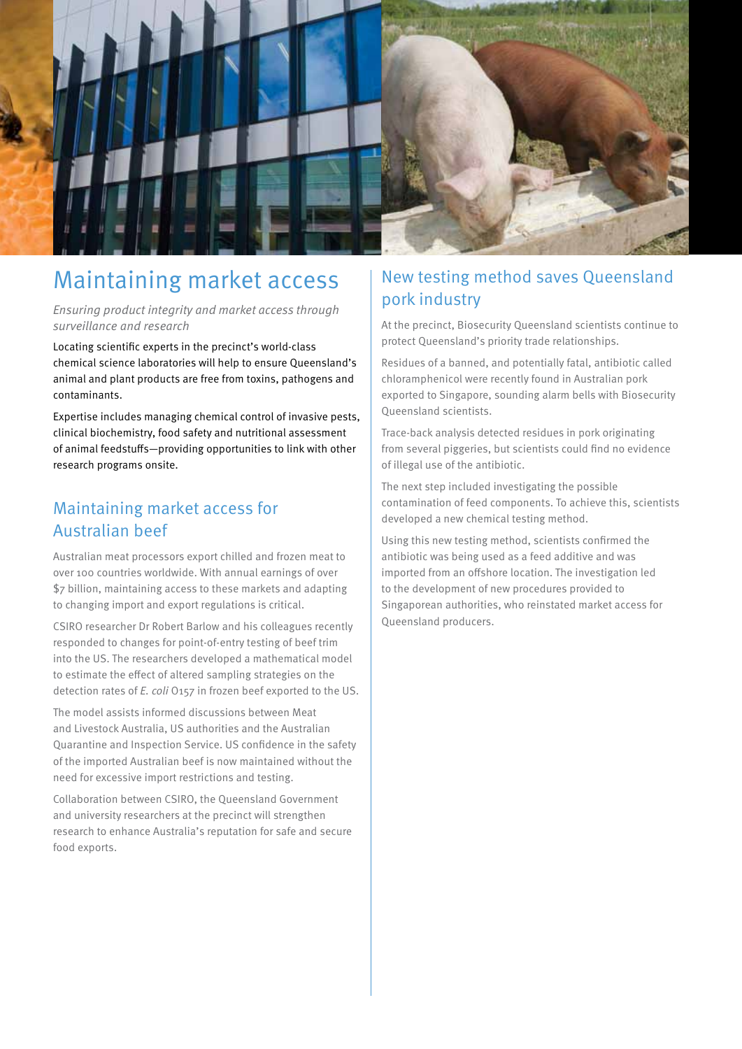# Maintaining market access

*Ensuring product integrity and market access through surveillance and research*

Locating scientific experts in the precinct's world-class chemical science laboratories will help to ensure Queensland's animal and plant products are free from toxins, pathogens and contaminants.

Expertise includes managing chemical control of invasive pests, clinical biochemistry, food safety and nutritional assessment of animal feedstuffs—providing opportunities to link with other research programs onsite.

## Maintaining market access for Australian beef

Australian meat processors export chilled and frozen meat to over 100 countries worldwide. With annual earnings of over $7 billion, maintaining access to these markets and adapting to changing import and export regulations is critical.

CSIRO researcher Dr Robert Barlow and his colleagues recently responded to changes for point-of-entry testing of beef trim into the US. The researchers developed a mathematical model to estimate the effect of altered sampling strategies on the detection rates of *E. coli* O157 in frozen beef exported to the US.

The model assists informed discussions between Meat and Livestock Australia, US authorities and the Australian Quarantine and Inspection Service. US confidence in the safety of the imported Australian beef is now maintained without the need for excessive import restrictions and testing.

Collaboration between CSIRO, the Queensland Government and university researchers at the precinct will strengthen research to enhance Australia's reputation for safe and secure food exports.

## New testing method saves Queensland pork industry

At the precinct, Biosecurity Queensland scientists continue to protect Queensland's priority trade relationships.

Residues of a banned, and potentially fatal, antibiotic called chloramphenicol were recently found in Australian pork exported to Singapore, sounding alarm bells with Biosecurity Queensland scientists.

Trace-back analysis detected residues in pork originating from several piggeries, but scientists could find no evidence of illegal use of the antibiotic.

The next step included investigating the possible contamination of feed components. To achieve this, scientists developed a new chemical testing method.

Using this new testing method, scientists confirmed the antibiotic was being used as a feed additive and was imported from an offshore location. The investigation led to the development of new procedures provided to Singaporean authorities, who reinstated market access for Queensland producers.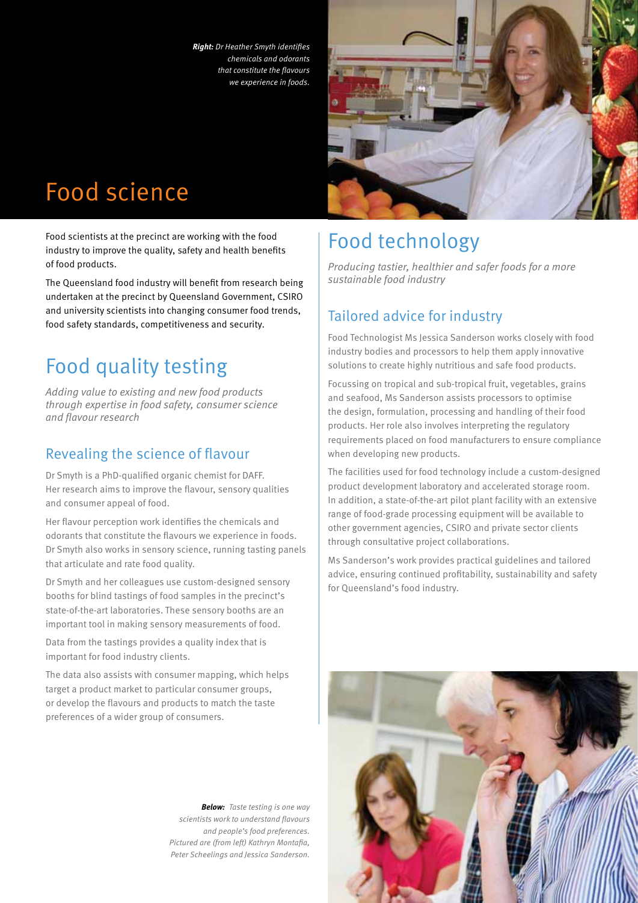*__Right:__ Dr Heather Smyth identifies chemicals and odorants that constitute the flavours we experience in foods.*

# Food science

Food scientists at the precinct are working with the food industry to improve the quality, safety and health benefits of food products.

The Queensland food industry will benefit from research being undertaken at the precinct by Queensland Government, CSIRO and university scientists into changing consumer food trends, food safety standards, competitiveness and security.

## Food quality testing

*Adding value to existing and new food products through expertise in food safety, consumer science and flavour research*

### Revealing the science of flavour

Dr Smyth is a PhD-qualified organic chemist for DAFF. Her research aims to improve the flavour, sensory qualities and consumer appeal of food.

Her flavour perception work identifies the chemicals and odorants that constitute the flavours we experience in foods. Dr Smyth also works in sensory science, running tasting panels that articulate and rate food quality.

Dr Smyth and her colleagues use custom-designed sensory booths for blind tastings of food samples in the precinct's state-of-the-art laboratories. These sensory booths are an important tool in making sensory measurements of food.

Data from the tastings provides a quality index that is important for food industry clients.

The data also assists with consumer mapping, which helps target a product market to particular consumer groups, or develop the flavours and products to match the taste preferences of a wider group of consumers.

*__Below:__ Taste testing is one way scientists work to understand flavours and people's food preferences. Pictured are (from left) Kathryn Montafia, Peter Scheelings and Jessica Sanderson.*

## Food technology

*Producing tastier, healthier and safer foods for a more sustainable food industry*

### Tailored advice for industry

Food Technologist Ms Jessica Sanderson works closely with food industry bodies and processors to help them apply innovative solutions to create highly nutritious and safe food products.

Focussing on tropical and sub-tropical fruit, vegetables, grains and seafood, Ms Sanderson assists processors to optimise the design, formulation, processing and handling of their food products. Her role also involves interpreting the regulatory requirements placed on food manufacturers to ensure compliance when developing new products.

The facilities used for food technology include a custom-designed product development laboratory and accelerated storage room. In addition, a state-of-the-art pilot plant facility with an extensive range of food-grade processing equipment will be available to other government agencies, CSIRO and private sector clients through consultative project collaborations.

Ms Sanderson's work provides practical guidelines and tailored advice, ensuring continued profitability, sustainability and safety for Queensland's food industry.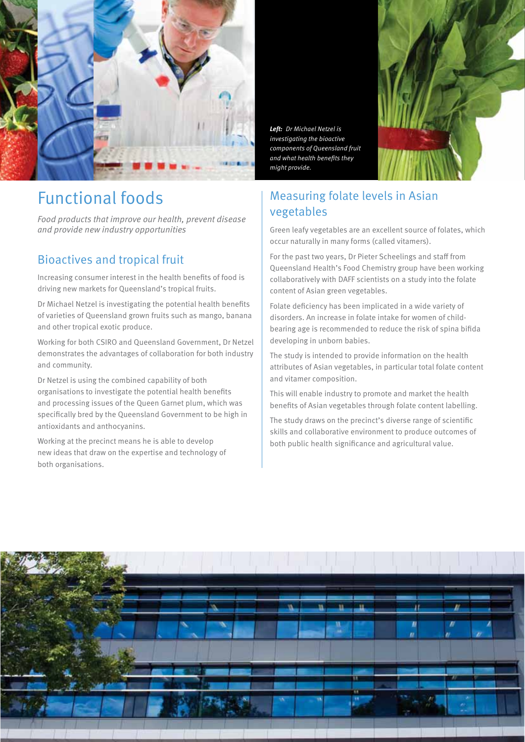*Left: Dr Michael Netzel is investigating the bioactive components of Queensland fruit and what health benefits they might provide.*

# Functional foods

*Food products that improve our health, prevent disease and provide new industry opportunities*

## Bioactives and tropical fruit

Increasing consumer interest in the health benefits of food is driving new markets for Queensland's tropical fruits.

Dr Michael Netzel is investigating the potential health benefits of varieties of Queensland grown fruits such as mango, banana and other tropical exotic produce.

Working for both CSIRO and Queensland Government, Dr Netzel demonstrates the advantages of collaboration for both industry and community.

Dr Netzel is using the combined capability of both organisations to investigate the potential health benefits and processing issues of the Queen Garnet plum, which was specifically bred by the Queensland Government to be high in antioxidants and anthocyanins.

Working at the precinct means he is able to develop new ideas that draw on the expertise and technology of both organisations.

## Measuring folate levels in Asian vegetables

Green leafy vegetables are an excellent source of folates, which occur naturally in many forms (called vitamers).

For the past two years, Dr Pieter Scheelings and staff from Queensland Health's Food Chemistry group have been working collaboratively with DAFF scientists on a study into the folate content of Asian green vegetables.

Folate deficiency has been implicated in a wide variety of disorders. An increase in folate intake for women of child-bearing age is recommended to reduce the risk of spina bifida developing in unborn babies.

The study is intended to provide information on the health attributes of Asian vegetables, in particular total folate content and vitamer composition.

This will enable industry to promote and market the health benefits of Asian vegetables through folate content labelling.

The study draws on the precinct's diverse range of scientific skills and collaborative environment to produce outcomes of both public health significance and agricultural value.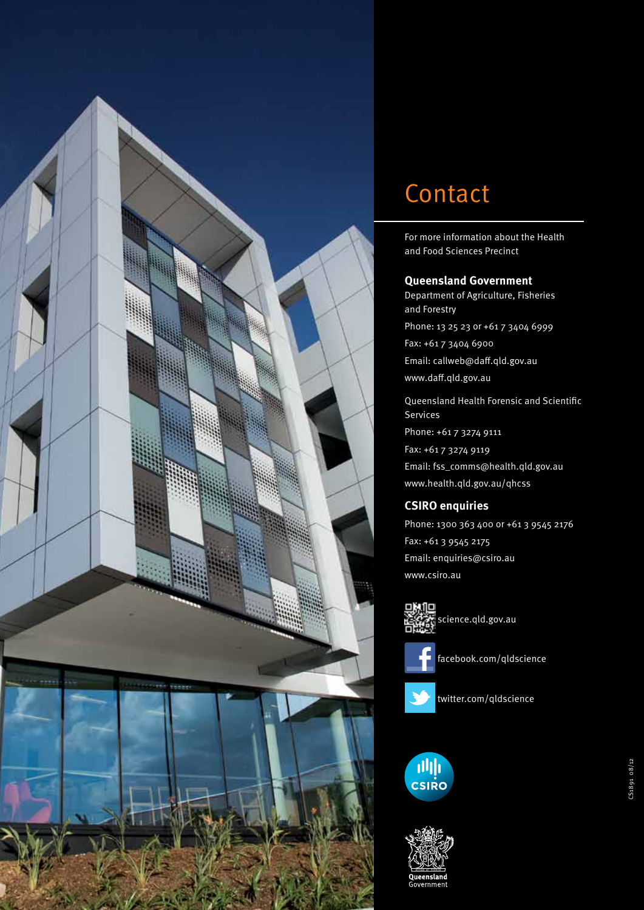# Contact

For more information about the Health and Food Sciences Precinct

**Queensland Government**

Department of Agriculture, Fisheries and Forestry

Phone: 13 25 23 or +61 7 3404 6999

Fax: +61 7 3404 6900

Email: callweb@daff.qld.gov.au

www.daff.qld.gov.au

Queensland Health Forensic and Scientific Services

Phone: +61 7 3274 9111

Fax: +61 7 3274 9119

Email: fss_comms@health.qld.gov.au

www.health.qld.gov.au/qhcss

**CSIRO enquiries**

Phone: 1300 363 400 or +61 3 9545 2176

Fax: +61 3 9545 2175

Email: enquiries@csiro.au

www.csiro.au

science.qld.gov.au

facebook.com/qldscience

twitter.com/qldscience

CSIRO

Queensland Government

CS1891 08/12